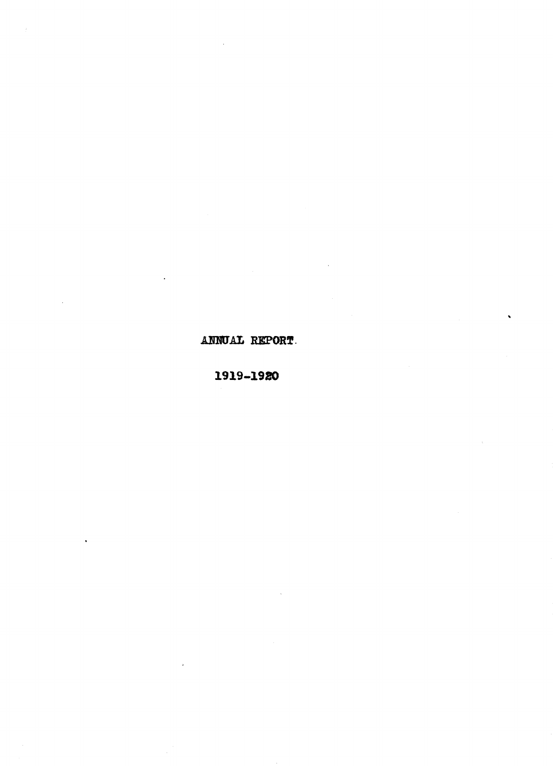# ANNUAL REPORT.

## 1919-1920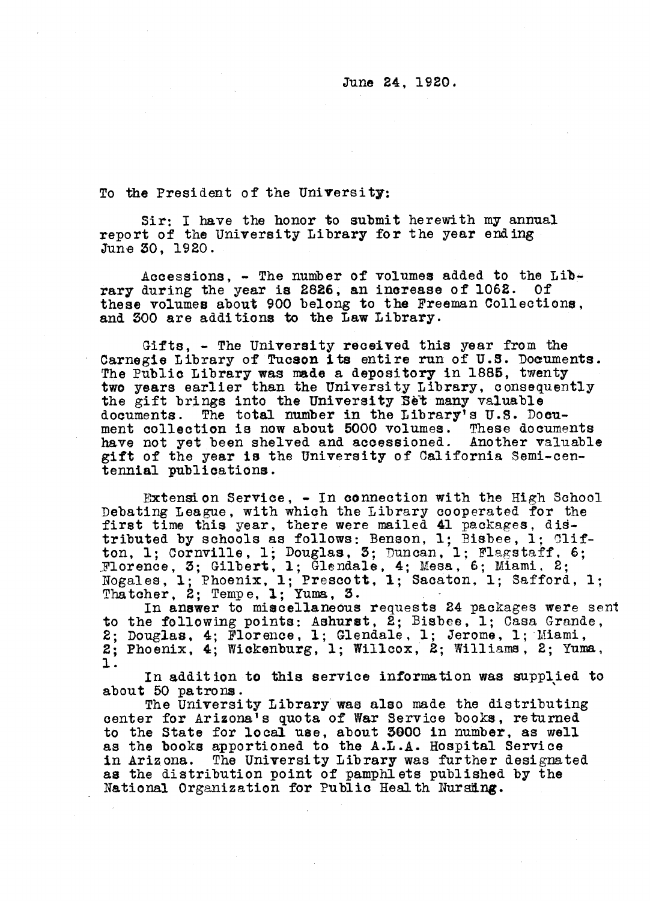June 24, 1920.

To the President of the University:

Sir: I have the honor to submit herewith my annual report of the University Library for the year ending June 30, 1920.

Accessions, - The number of volumes added to the Library during the year is 2826, an increase of 1062. Of these volumes about 900 belong to the Freeman Collections, and 300 are additions to the Law Library.

Gifts, - The University received this year from the Carnegie Library of Tucson its entire run of U.S. Documents. The Public Library was made a depository in 1885, twenty two years earlier than the University Library, consequently the gift brings into the University set many valuable documents. The total number in the Library's U.S. Document collection is now about 5000 volumes. These documents have not yet been shelved and accessioned. Another valuable gift of the year is the University of California Semi-centennial publications.

Extension Service, - In connection with the High School Debating League, with which the Library cooperated for the first time this year, there were mailed 41 packages, distributed by schools as follows: Benson, 1; Bisbee, 1; Clifton, 1; Cornville, 1; Douglas, 3; Duncan, 1; Flagstaff, 6; Florence, 3; Gilbert, 1; Glendale, 4; Mesa, 6; Miami, 2; Nogales, 1; Phoenix, 1; Prescott, 1; Sacaton, 1; Safford, 1; Thatcher, 2; Tempe, 1; Yuma, 3.

In answer to miscellaneous requests 24 packages were sent to the following points: Ashurst, 2; Bisbee, 1; Casa Grande, 2; Douglas, 4; Florence, 1; Glendale, 1; Jerome, 1; Miami, 2; Phoenix, 4; Wickenburg, 1; Willcox, 2; Williams, 2; Yuma, 1.

In addition to this service information was supplied to about 50 patrons.

The University Library was also made the distributing center for Arizona's quota of War Service books, returned to the State for local use, about 3000 in number, as well as the books apportioned to the A.L.A. Hospital Service in Arizona. The University Library was further designated as the distribution point of pamphlets published by the National Organization for Public Health Nursing.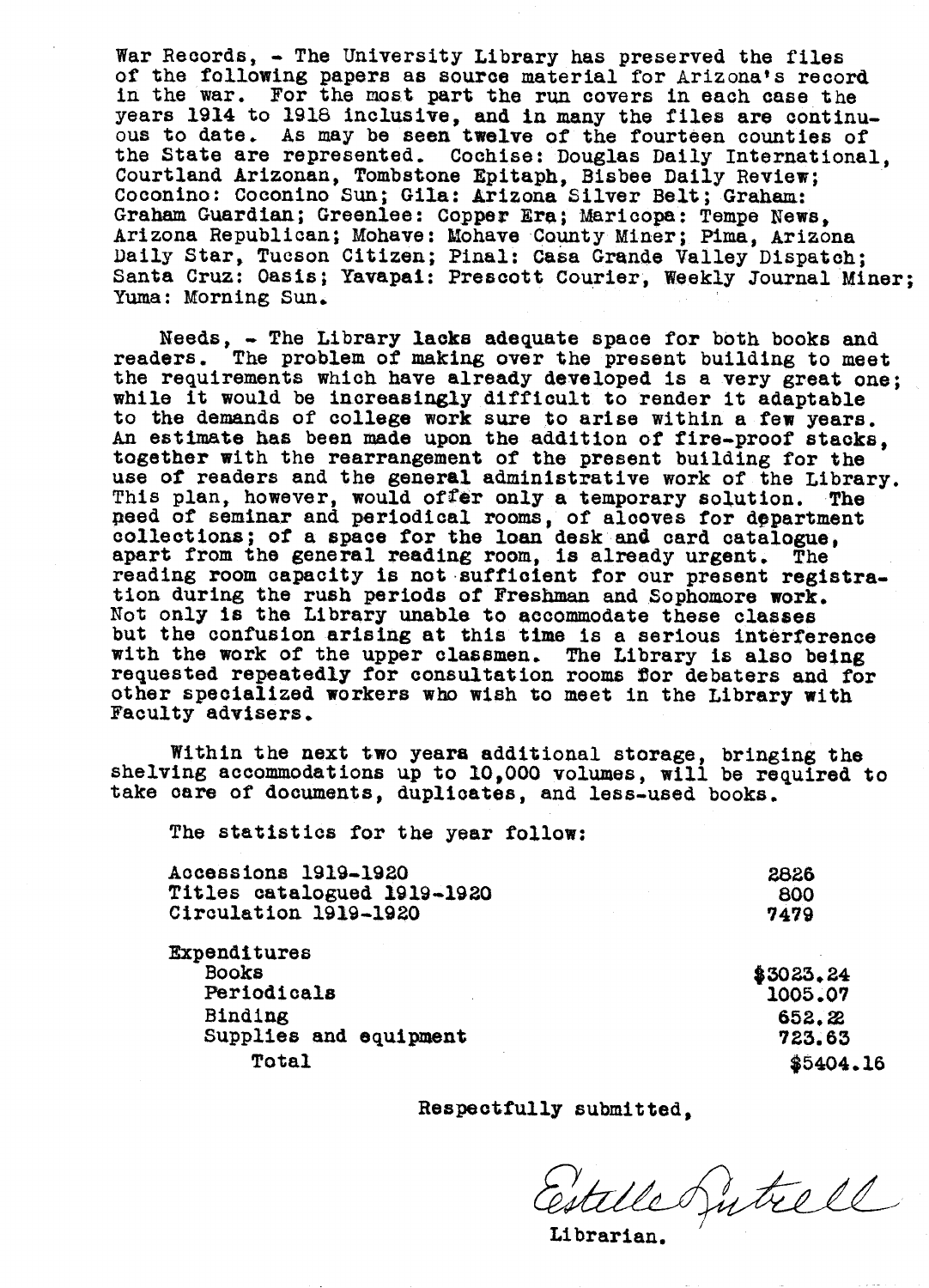War Records, - The University Library has preserved the files of the following papers as source material for Arizona's record in the war. For the most part the run covers in each case the years 1914 to 1918 inclusive, and in many the files are continuous to date. As may be seen twelve of the fourteen counties of the State are represented. Cochise: Douglas Daily International, Courtland Arizonan, Tombstone Epitaph, Bisbee Daily Review; Coconino: Coconino Sun; Gila: Arizona Silver Belt; Graham: Graham Guardian; Greenlee: Copper Era; Maricopa: Tempe News, Arizona Republican; Mohave: Mohave County Miner; Pima, Arizona Daily Star, Tucson Citizen; Pinal: Casa Grande Valley Dispatch; Santa Cruz: Oasis; Yavapai: Prescott Courier, Weekly Journal Miner; Yuma: Morning Sun.

Needs, - The Library lacks adequate space for both books and readers. The problem of making over the present building to meet the requirements which have already developed is a very great one; while it would be increasingly difficult to render it adaptable to the demands of college work sure to arise within a few years. An estimate has been made upon the addition of fire-proof stacks, together with the rearrangement of the present building for the use of readers and the general administrative work of the Library. This plan, however, would offer only a temporary solution. The need of seminar and periodical rooms, of alcoves for department collections; of a space for the loan desk and card catalogue, apart from the general reading room, is already urgent. The reading room capacity is not sufficient for our present registration during the rush periods of Freshman and Sophomore work. Not only is the Library unable to accommodate these classes but the confusion arising at this time is a serious interference with the work of the upper classmen. The Library is also being requested repeatedly for consultation rooms for debaters and for other specialized workers who wish to meet in the Library with Faculty advisers.

Within the next two years additional storage, bringing the shelving accommodations up to 10,000 volumes, will be required to take care of documents, duplicates, and less-used books.

The statistics for the year follow:

| | |
|---|---|
| Accessions 1919-1920 | 2826 |
| Titles catalogued 1919-1920 | 800 |
| Circulation 1919-1920 | 7479 |
| Expenditures | |
| Books | $3023.24 |
| Periodicals | 1005.07 |
| Binding | 652.22 |
| Supplies and equipment | 723.63 |
| Total | $5404.16 |

Respectfully submitted,

Estelle Lutrell

Librarian.